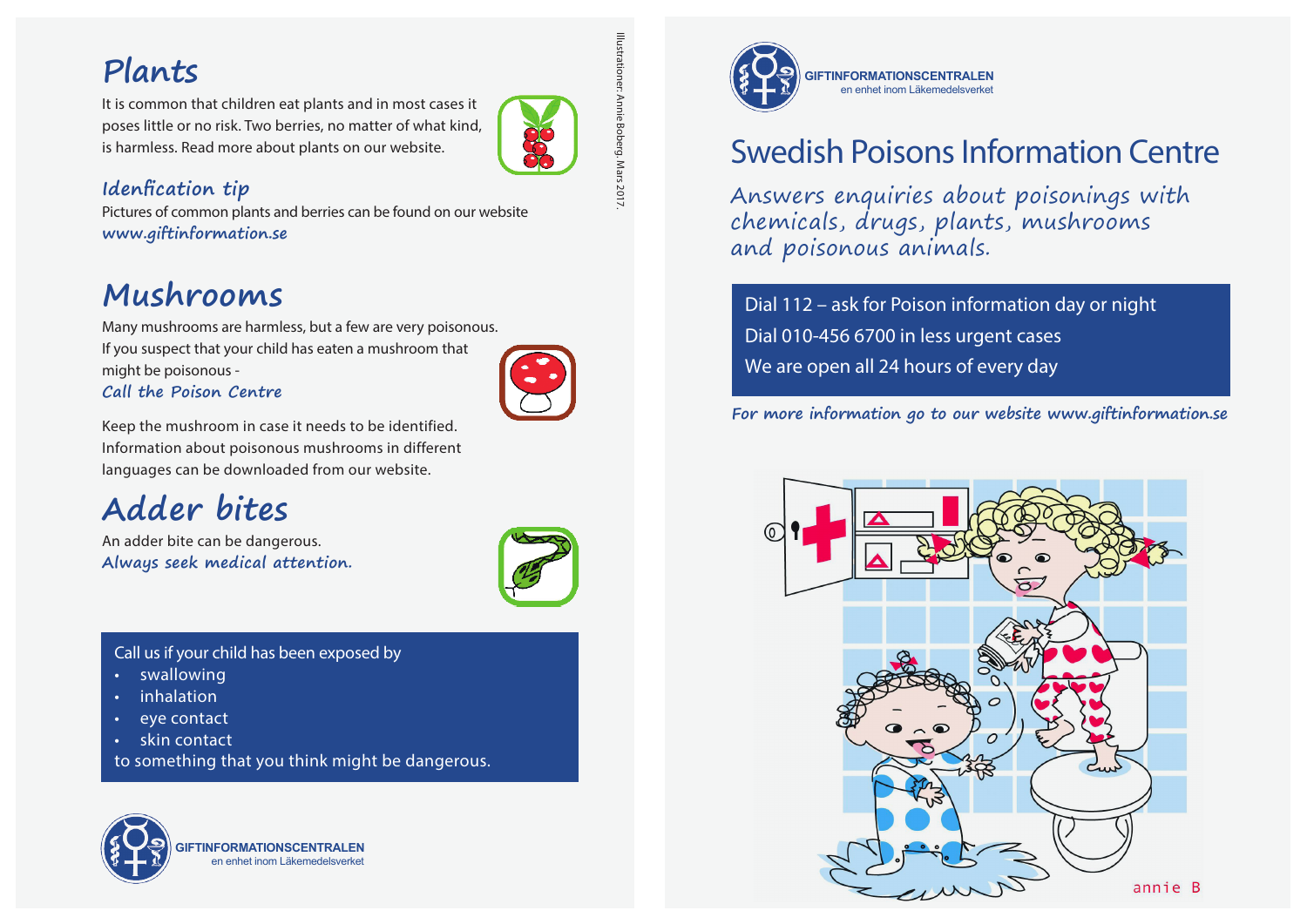# Plants

It is common that children eat plants and in most cases it poses little or no risk. Two berries, no matter of what kind, is harmless. Read more about plants on our website.

### Idenfication tip

Pictures of common plants and berries can be found on our website
***www.giftinformation.se***

# Mushrooms

Many mushrooms are harmless, but a few are very poisonous. If you suspect that your child has eaten a mushroom that might be poisonous -
***Call the Poison Centre***

Keep the mushroom in case it needs to be identified. Information about poisonous mushrooms in different languages can be downloaded from our website.

# Adder bites

An adder bite can be dangerous.
***Always seek medical attention.***

Call us if your child has been exposed by

- swallowing
- inhalation
- eye contact
- skin contact

to something that you think might be dangerous.

GIFTINFORMATIONSCENTRALEN
en enhet inom Läkemedelsverket

Illustrationer: Annie Boberg, Mars 2017.

GIFTINFORMATIONSCENTRALEN
en enhet inom Läkemedelsverket

# Swedish Poisons Information Centre

*Answers enquiries about poisonings with chemicals, drugs, plants, mushrooms and poisonous animals.*

Dial 112 – ask for Poison information day or night
Dial 010-456 6700 in less urgent cases
We are open all 24 hours of every day

***For more information go to our website www.giftinformation.se***

annie B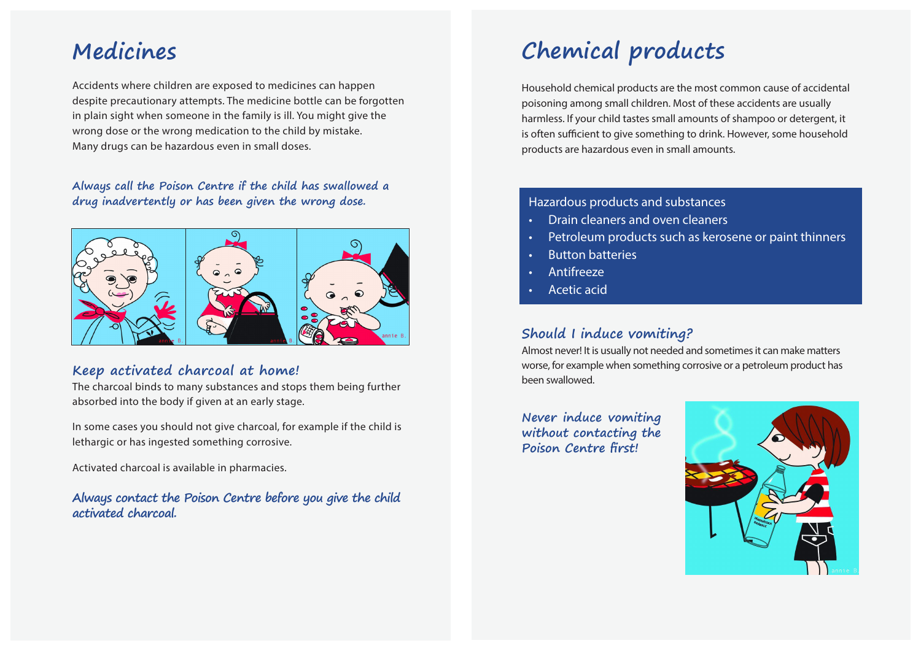# Medicines

Accidents where children are exposed to medicines can happen despite precautionary attempts. The medicine bottle can be forgotten in plain sight when someone in the family is ill. You might give the wrong dose or the wrong medication to the child by mistake. Many drugs can be hazardous even in small doses.

***Always call the Poison Centre if the child has swallowed a drug inadvertently or has been given the wrong dose.***

## Keep activated charcoal at home!

The charcoal binds to many substances and stops them being further absorbed into the body if given at an early stage.

In some cases you should not give charcoal, for example if the child is lethargic or has ingested something corrosive.

Activated charcoal is available in pharmacies.

***Always contact the Poison Centre before you give the child activated charcoal.***

# Chemical products

Household chemical products are the most common cause of accidental poisoning among small children. Most of these accidents are usually harmless. If your child tastes small amounts of shampoo or detergent, it is often sufficient to give something to drink. However, some household products are hazardous even in small amounts.

Hazardous products and substances

- Drain cleaners and oven cleaners
- Petroleum products such as kerosene or paint thinners
- Button batteries
- Antifreeze
- Acetic acid

## Should I induce vomiting?

Almost never! It is usually not needed and sometimes it can make matters worse, for example when something corrosive or a petroleum product has been swallowed.

***Never induce vomiting without contacting the Poison Centre first!***